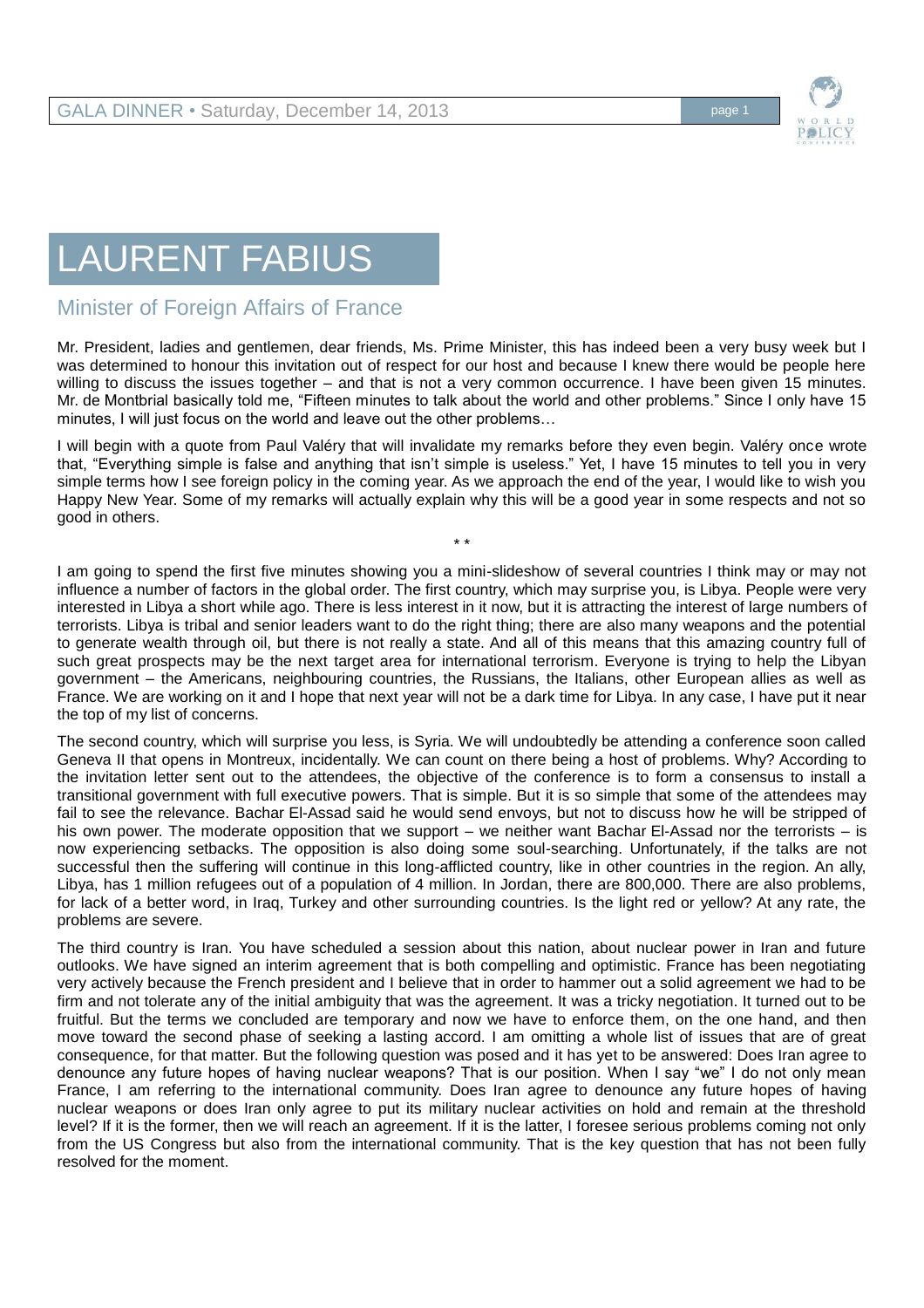# LAURENT FABIUS

## Minister of Foreign Affairs of France

Mr. President, ladies and gentlemen, dear friends, Ms. Prime Minister, this has indeed been a very busy week but I was determined to honour this invitation out of respect for our host and because I knew there would be people here willing to discuss the issues together – and that is not a very common occurrence. I have been given 15 minutes. Mr. de Montbrial basically told me, "Fifteen minutes to talk about the world and other problems." Since I only have 15 minutes, I will just focus on the world and leave out the other problems…

I will begin with a quote from Paul Valéry that will invalidate my remarks before they even begin. Valéry once wrote that, "Everything simple is false and anything that isn't simple is useless." Yet, I have 15 minutes to tell you in very simple terms how I see foreign policy in the coming year. As we approach the end of the year, I would like to wish you Happy New Year. Some of my remarks will actually explain why this will be a good year in some respects and not so good in others.

\* \*

I am going to spend the first five minutes showing you a mini-slideshow of several countries I think may or may not influence a number of factors in the global order. The first country, which may surprise you, is Libya. People were very interested in Libya a short while ago. There is less interest in it now, but it is attracting the interest of large numbers of terrorists. Libya is tribal and senior leaders want to do the right thing; there are also many weapons and the potential to generate wealth through oil, but there is not really a state. And all of this means that this amazing country full of such great prospects may be the next target area for international terrorism. Everyone is trying to help the Libyan government – the Americans, neighbouring countries, the Russians, the Italians, other European allies as well as France. We are working on it and I hope that next year will not be a dark time for Libya. In any case, I have put it near the top of my list of concerns.

The second country, which will surprise you less, is Syria. We will undoubtedly be attending a conference soon called Geneva II that opens in Montreux, incidentally. We can count on there being a host of problems. Why? According to the invitation letter sent out to the attendees, the objective of the conference is to form a consensus to install a transitional government with full executive powers. That is simple. But it is so simple that some of the attendees may fail to see the relevance. Bachar El-Assad said he would send envoys, but not to discuss how he will be stripped of his own power. The moderate opposition that we support – we neither want Bachar El-Assad nor the terrorists – is now experiencing setbacks. The opposition is also doing some soul-searching. Unfortunately, if the talks are not successful then the suffering will continue in this long-afflicted country, like in other countries in the region. An ally, Libya, has 1 million refugees out of a population of 4 million. In Jordan, there are 800,000. There are also problems, for lack of a better word, in Iraq, Turkey and other surrounding countries. Is the light red or yellow? At any rate, the problems are severe.

The third country is Iran. You have scheduled a session about this nation, about nuclear power in Iran and future outlooks. We have signed an interim agreement that is both compelling and optimistic. France has been negotiating very actively because the French president and I believe that in order to hammer out a solid agreement we had to be firm and not tolerate any of the initial ambiguity that was the agreement. It was a tricky negotiation. It turned out to be fruitful. But the terms we concluded are temporary and now we have to enforce them, on the one hand, and then move toward the second phase of seeking a lasting accord. I am omitting a whole list of issues that are of great consequence, for that matter. But the following question was posed and it has yet to be answered: Does Iran agree to denounce any future hopes of having nuclear weapons? That is our position. When I say "we" I do not only mean France, I am referring to the international community. Does Iran agree to denounce any future hopes of having nuclear weapons or does Iran only agree to put its military nuclear activities on hold and remain at the threshold level? If it is the former, then we will reach an agreement. If it is the latter, I foresee serious problems coming not only from the US Congress but also from the international community. That is the key question that has not been fully resolved for the moment.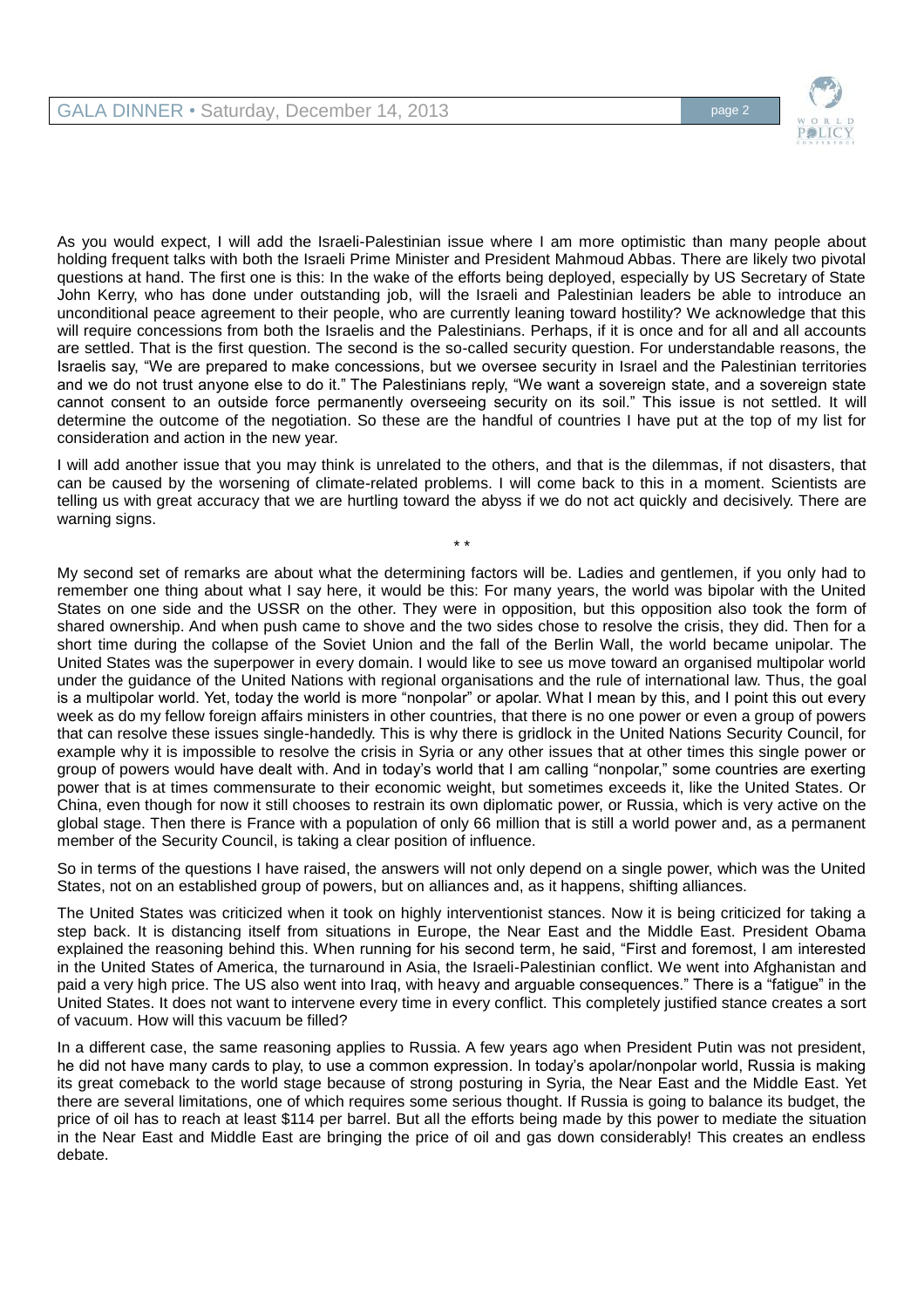As you would expect, I will add the Israeli-Palestinian issue where I am more optimistic than many people about holding frequent talks with both the Israeli Prime Minister and President Mahmoud Abbas. There are likely two pivotal questions at hand. The first one is this: In the wake of the efforts being deployed, especially by US Secretary of State John Kerry, who has done under outstanding job, will the Israeli and Palestinian leaders be able to introduce an unconditional peace agreement to their people, who are currently leaning toward hostility? We acknowledge that this will require concessions from both the Israelis and the Palestinians. Perhaps, if it is once and for all and all accounts are settled. That is the first question. The second is the so-called security question. For understandable reasons, the Israelis say, "We are prepared to make concessions, but we oversee security in Israel and the Palestinian territories and we do not trust anyone else to do it." The Palestinians reply, "We want a sovereign state, and a sovereign state cannot consent to an outside force permanently overseeing security on its soil." This issue is not settled. It will determine the outcome of the negotiation. So these are the handful of countries I have put at the top of my list for consideration and action in the new year.

I will add another issue that you may think is unrelated to the others, and that is the dilemmas, if not disasters, that can be caused by the worsening of climate-related problems. I will come back to this in a moment. Scientists are telling us with great accuracy that we are hurtling toward the abyss if we do not act quickly and decisively. There are warning signs.

\* \*

My second set of remarks are about what the determining factors will be. Ladies and gentlemen, if you only had to remember one thing about what I say here, it would be this: For many years, the world was bipolar with the United States on one side and the USSR on the other. They were in opposition, but this opposition also took the form of shared ownership. And when push came to shove and the two sides chose to resolve the crisis, they did. Then for a short time during the collapse of the Soviet Union and the fall of the Berlin Wall, the world became unipolar. The United States was the superpower in every domain. I would like to see us move toward an organised multipolar world under the guidance of the United Nations with regional organisations and the rule of international law. Thus, the goal is a multipolar world. Yet, today the world is more "nonpolar" or apolar. What I mean by this, and I point this out every week as do my fellow foreign affairs ministers in other countries, that there is no one power or even a group of powers that can resolve these issues single-handedly. This is why there is gridlock in the United Nations Security Council, for example why it is impossible to resolve the crisis in Syria or any other issues that at other times this single power or group of powers would have dealt with. And in today's world that I am calling "nonpolar," some countries are exerting power that is at times commensurate to their economic weight, but sometimes exceeds it, like the United States. Or China, even though for now it still chooses to restrain its own diplomatic power, or Russia, which is very active on the global stage. Then there is France with a population of only 66 million that is still a world power and, as a permanent member of the Security Council, is taking a clear position of influence.

So in terms of the questions I have raised, the answers will not only depend on a single power, which was the United States, not on an established group of powers, but on alliances and, as it happens, shifting alliances.

The United States was criticized when it took on highly interventionist stances. Now it is being criticized for taking a step back. It is distancing itself from situations in Europe, the Near East and the Middle East. President Obama explained the reasoning behind this. When running for his second term, he said, "First and foremost, I am interested in the United States of America, the turnaround in Asia, the Israeli-Palestinian conflict. We went into Afghanistan and paid a very high price. The US also went into Iraq, with heavy and arguable consequences." There is a "fatigue" in the United States. It does not want to intervene every time in every conflict. This completely justified stance creates a sort of vacuum. How will this vacuum be filled?

In a different case, the same reasoning applies to Russia. A few years ago when President Putin was not president, he did not have many cards to play, to use a common expression. In today's apolar/nonpolar world, Russia is making its great comeback to the world stage because of strong posturing in Syria, the Near East and the Middle East. Yet there are several limitations, one of which requires some serious thought. If Russia is going to balance its budget, the price of oil has to reach at least $114 per barrel. But all the efforts being made by this power to mediate the situation in the Near East and Middle East are bringing the price of oil and gas down considerably! This creates an endless debate.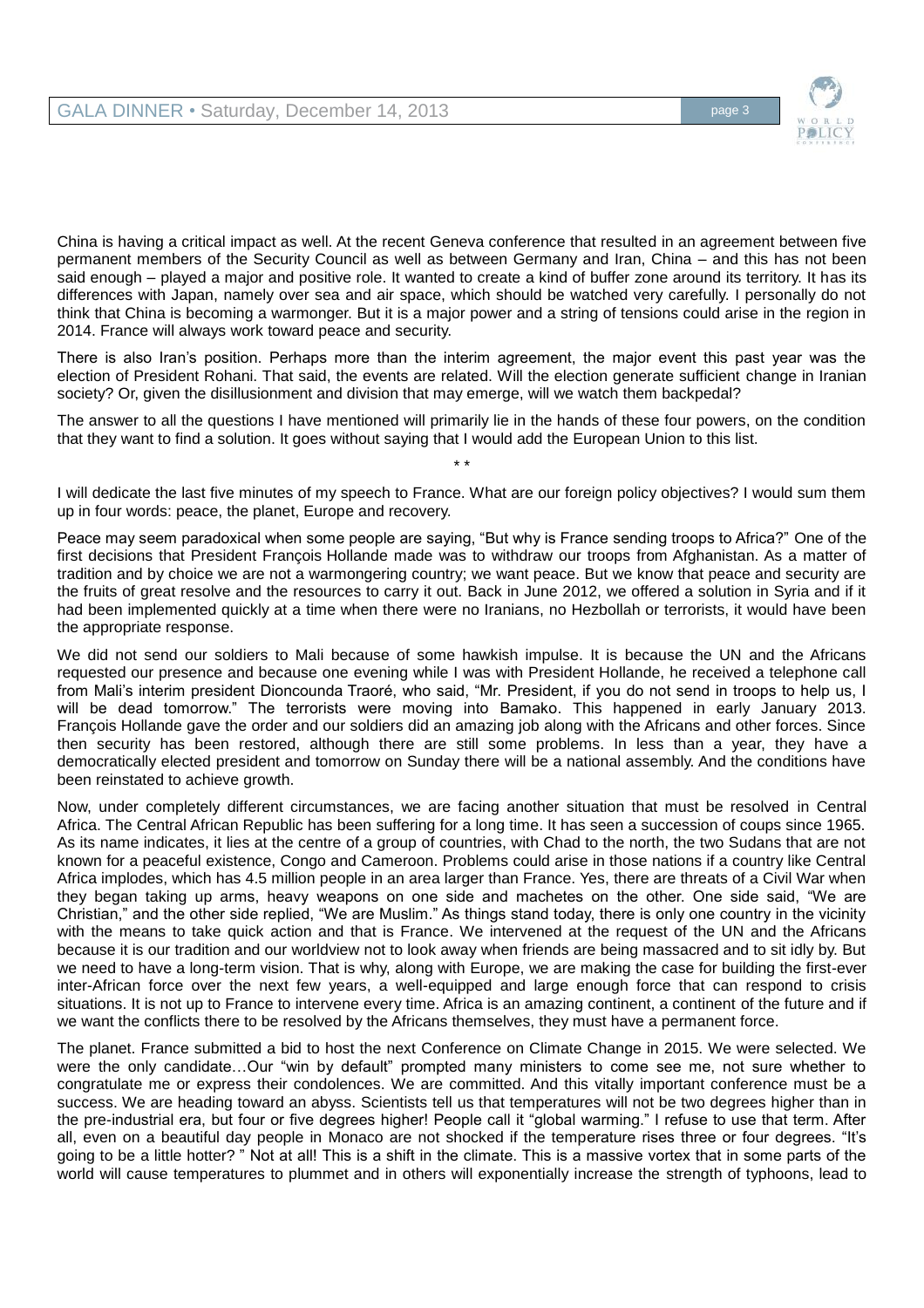China is having a critical impact as well. At the recent Geneva conference that resulted in an agreement between five permanent members of the Security Council as well as between Germany and Iran, China – and this has not been said enough – played a major and positive role. It wanted to create a kind of buffer zone around its territory. It has its differences with Japan, namely over sea and air space, which should be watched very carefully. I personally do not think that China is becoming a warmonger. But it is a major power and a string of tensions could arise in the region in 2014. France will always work toward peace and security.

There is also Iran's position. Perhaps more than the interim agreement, the major event this past year was the election of President Rohani. That said, the events are related. Will the election generate sufficient change in Iranian society? Or, given the disillusionment and division that may emerge, will we watch them backpedal?

The answer to all the questions I have mentioned will primarily lie in the hands of these four powers, on the condition that they want to find a solution. It goes without saying that I would add the European Union to this list.

\* \*

I will dedicate the last five minutes of my speech to France. What are our foreign policy objectives? I would sum them up in four words: peace, the planet, Europe and recovery.

Peace may seem paradoxical when some people are saying, "But why is France sending troops to Africa?" One of the first decisions that President François Hollande made was to withdraw our troops from Afghanistan. As a matter of tradition and by choice we are not a warmongering country; we want peace. But we know that peace and security are the fruits of great resolve and the resources to carry it out. Back in June 2012, we offered a solution in Syria and if it had been implemented quickly at a time when there were no Iranians, no Hezbollah or terrorists, it would have been the appropriate response.

We did not send our soldiers to Mali because of some hawkish impulse. It is because the UN and the Africans requested our presence and because one evening while I was with President Hollande, he received a telephone call from Mali's interim president Dioncounda Traoré, who said, "Mr. President, if you do not send in troops to help us, I will be dead tomorrow." The terrorists were moving into Bamako. This happened in early January 2013. François Hollande gave the order and our soldiers did an amazing job along with the Africans and other forces. Since then security has been restored, although there are still some problems. In less than a year, they have a democratically elected president and tomorrow on Sunday there will be a national assembly. And the conditions have been reinstated to achieve growth.

Now, under completely different circumstances, we are facing another situation that must be resolved in Central Africa. The Central African Republic has been suffering for a long time. It has seen a succession of coups since 1965. As its name indicates, it lies at the centre of a group of countries, with Chad to the north, the two Sudans that are not known for a peaceful existence, Congo and Cameroon. Problems could arise in those nations if a country like Central Africa implodes, which has 4.5 million people in an area larger than France. Yes, there are threats of a Civil War when they began taking up arms, heavy weapons on one side and machetes on the other. One side said, "We are Christian," and the other side replied, "We are Muslim." As things stand today, there is only one country in the vicinity with the means to take quick action and that is France. We intervened at the request of the UN and the Africans because it is our tradition and our worldview not to look away when friends are being massacred and to sit idly by. But we need to have a long-term vision. That is why, along with Europe, we are making the case for building the first-ever inter-African force over the next few years, a well-equipped and large enough force that can respond to crisis situations. It is not up to France to intervene every time. Africa is an amazing continent, a continent of the future and if we want the conflicts there to be resolved by the Africans themselves, they must have a permanent force.

The planet. France submitted a bid to host the next Conference on Climate Change in 2015. We were selected. We were the only candidate…Our "win by default" prompted many ministers to come see me, not sure whether to congratulate me or express their condolences. We are committed. And this vitally important conference must be a success. We are heading toward an abyss. Scientists tell us that temperatures will not be two degrees higher than in the pre-industrial era, but four or five degrees higher! People call it "global warming." I refuse to use that term. After all, even on a beautiful day people in Monaco are not shocked if the temperature rises three or four degrees. "It's going to be a little hotter? " Not at all! This is a shift in the climate. This is a massive vortex that in some parts of the world will cause temperatures to plummet and in others will exponentially increase the strength of typhoons, lead to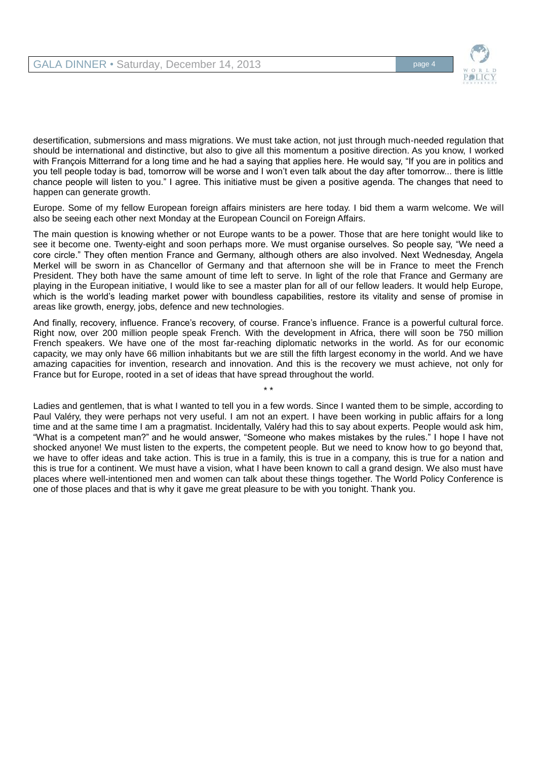desertification, submersions and mass migrations. We must take action, not just through much-needed regulation that should be international and distinctive, but also to give all this momentum a positive direction. As you know, I worked with François Mitterrand for a long time and he had a saying that applies here. He would say, "If you are in politics and you tell people today is bad, tomorrow will be worse and I won't even talk about the day after tomorrow... there is little chance people will listen to you." I agree. This initiative must be given a positive agenda. The changes that need to happen can generate growth.

Europe. Some of my fellow European foreign affairs ministers are here today. I bid them a warm welcome. We will also be seeing each other next Monday at the European Council on Foreign Affairs.

The main question is knowing whether or not Europe wants to be a power. Those that are here tonight would like to see it become one. Twenty-eight and soon perhaps more. We must organise ourselves. So people say, "We need a core circle." They often mention France and Germany, although others are also involved. Next Wednesday, Angela Merkel will be sworn in as Chancellor of Germany and that afternoon she will be in France to meet the French President. They both have the same amount of time left to serve. In light of the role that France and Germany are playing in the European initiative, I would like to see a master plan for all of our fellow leaders. It would help Europe, which is the world's leading market power with boundless capabilities, restore its vitality and sense of promise in areas like growth, energy, jobs, defence and new technologies.

And finally, recovery, influence. France's recovery, of course. France's influence. France is a powerful cultural force. Right now, over 200 million people speak French. With the development in Africa, there will soon be 750 million French speakers. We have one of the most far-reaching diplomatic networks in the world. As for our economic capacity, we may only have 66 million inhabitants but we are still the fifth largest economy in the world. And we have amazing capacities for invention, research and innovation. And this is the recovery we must achieve, not only for France but for Europe, rooted in a set of ideas that have spread throughout the world.

\* \*

Ladies and gentlemen, that is what I wanted to tell you in a few words. Since I wanted them to be simple, according to Paul Valéry, they were perhaps not very useful. I am not an expert. I have been working in public affairs for a long time and at the same time I am a pragmatist. Incidentally, Valéry had this to say about experts. People would ask him, "What is a competent man?" and he would answer, "Someone who makes mistakes by the rules." I hope I have not shocked anyone! We must listen to the experts, the competent people. But we need to know how to go beyond that, we have to offer ideas and take action. This is true in a family, this is true in a company, this is true for a nation and this is true for a continent. We must have a vision, what I have been known to call a grand design. We also must have places where well-intentioned men and women can talk about these things together. The World Policy Conference is one of those places and that is why it gave me great pleasure to be with you tonight. Thank you.